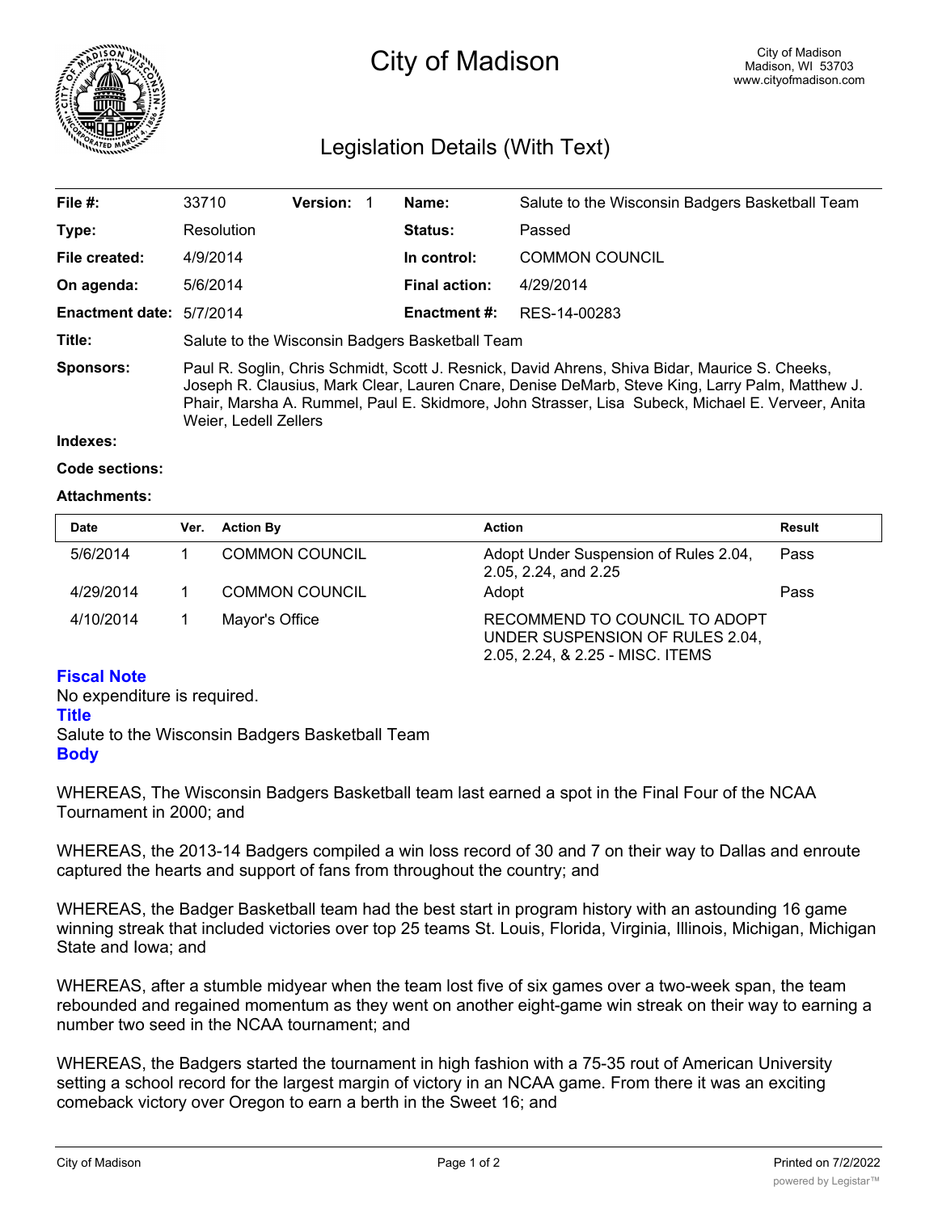# City of Madison

City of Madison
Madison, WI 53703
www.cityofmadison.com

## Legislation Details (With Text)

| | | | | | |
|---|---|---|---|---|---|
| **File #:** | 33710 | **Version:** 1 | | **Name:** | Salute to the Wisconsin Badgers Basketball Team |
| **Type:** | Resolution | | | **Status:** | Passed |
| **File created:** | 4/9/2014 | | | **In control:** | COMMON COUNCIL |
| **On agenda:** | 5/6/2014 | | | **Final action:** | 4/29/2014 |
| **Enactment date:** | 5/7/2014 | | | **Enactment #:** | RES-14-00283 |

**Title:** Salute to the Wisconsin Badgers Basketball Team

**Sponsors:** Paul R. Soglin, Chris Schmidt, Scott J. Resnick, David Ahrens, Shiva Bidar, Maurice S. Cheeks, Joseph R. Clausius, Mark Clear, Lauren Cnare, Denise DeMarb, Steve King, Larry Palm, Matthew J. Phair, Marsha A. Rummel, Paul E. Skidmore, John Strasser, Lisa Subeck, Michael E. Verveer, Anita Weier, Ledell Zellers

**Indexes:**

**Code sections:**

**Attachments:**

| Date | Ver. | Action By | Action | Result |
|---|---|---|---|---|
| 5/6/2014 | 1 | COMMON COUNCIL | Adopt Under Suspension of Rules 2.04, 2.05, 2.24, and 2.25 | Pass |
| 4/29/2014 | 1 | COMMON COUNCIL | Adopt | Pass |
| 4/10/2014 | 1 | Mayor's Office | RECOMMEND TO COUNCIL TO ADOPT UNDER SUSPENSION OF RULES 2.04, 2.05, 2.24, & 2.25 - MISC. ITEMS | |

### Fiscal Note

No expenditure is required.

### Title

Salute to the Wisconsin Badgers Basketball Team

### Body

WHEREAS, The Wisconsin Badgers Basketball team last earned a spot in the Final Four of the NCAA Tournament in 2000; and

WHEREAS, the 2013-14 Badgers compiled a win loss record of 30 and 7 on their way to Dallas and enroute captured the hearts and support of fans from throughout the country; and

WHEREAS, the Badger Basketball team had the best start in program history with an astounding 16 game winning streak that included victories over top 25 teams St. Louis, Florida, Virginia, Illinois, Michigan, Michigan State and Iowa; and

WHEREAS, after a stumble midyear when the team lost five of six games over a two-week span, the team rebounded and regained momentum as they went on another eight-game win streak on their way to earning a number two seed in the NCAA tournament; and

WHEREAS, the Badgers started the tournament in high fashion with a 75-35 rout of American University setting a school record for the largest margin of victory in an NCAA game. From there it was an exciting comeback victory over Oregon to earn a berth in the Sweet 16; and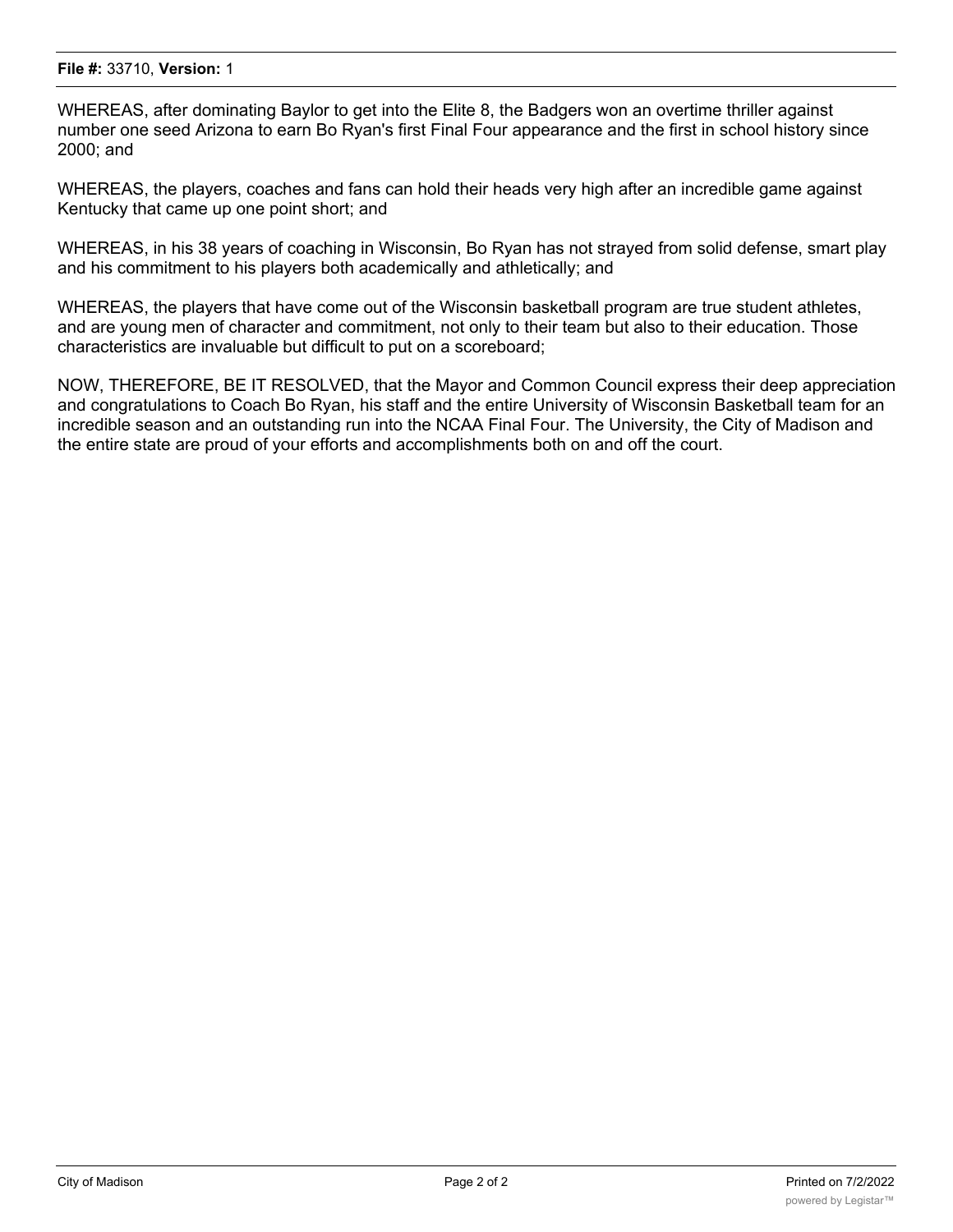WHEREAS, after dominating Baylor to get into the Elite 8, the Badgers won an overtime thriller against number one seed Arizona to earn Bo Ryan's first Final Four appearance and the first in school history since 2000; and

WHEREAS, the players, coaches and fans can hold their heads very high after an incredible game against Kentucky that came up one point short; and

WHEREAS, in his 38 years of coaching in Wisconsin, Bo Ryan has not strayed from solid defense, smart play and his commitment to his players both academically and athletically; and

WHEREAS, the players that have come out of the Wisconsin basketball program are true student athletes, and are young men of character and commitment, not only to their team but also to their education. Those characteristics are invaluable but difficult to put on a scoreboard;

NOW, THEREFORE, BE IT RESOLVED, that the Mayor and Common Council express their deep appreciation and congratulations to Coach Bo Ryan, his staff and the entire University of Wisconsin Basketball team for an incredible season and an outstanding run into the NCAA Final Four. The University, the City of Madison and the entire state are proud of your efforts and accomplishments both on and off the court.